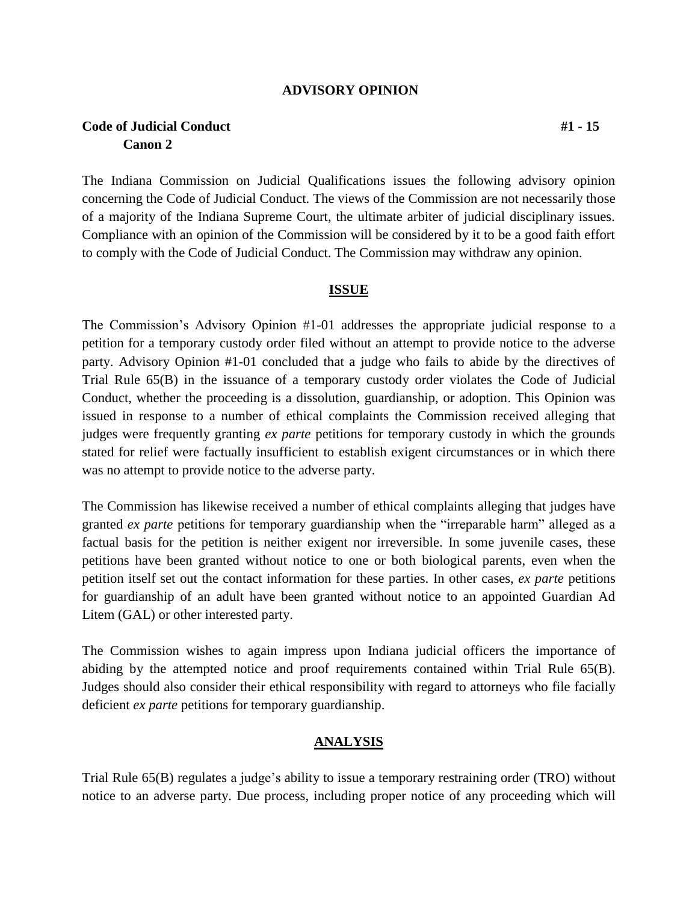# ADVISORY OPINION

**Code of Judicial Conduct** **#1 - 15**
**Canon 2**

The Indiana Commission on Judicial Qualifications issues the following advisory opinion concerning the Code of Judicial Conduct. The views of the Commission are not necessarily those of a majority of the Indiana Supreme Court, the ultimate arbiter of judicial disciplinary issues. Compliance with an opinion of the Commission will be considered by it to be a good faith effort to comply with the Code of Judicial Conduct. The Commission may withdraw any opinion.

## ISSUE

The Commission's Advisory Opinion #1-01 addresses the appropriate judicial response to a petition for a temporary custody order filed without an attempt to provide notice to the adverse party. Advisory Opinion #1-01 concluded that a judge who fails to abide by the directives of Trial Rule 65(B) in the issuance of a temporary custody order violates the Code of Judicial Conduct, whether the proceeding is a dissolution, guardianship, or adoption. This Opinion was issued in response to a number of ethical complaints the Commission received alleging that judges were frequently granting *ex parte* petitions for temporary custody in which the grounds stated for relief were factually insufficient to establish exigent circumstances or in which there was no attempt to provide notice to the adverse party.

The Commission has likewise received a number of ethical complaints alleging that judges have granted *ex parte* petitions for temporary guardianship when the "irreparable harm" alleged as a factual basis for the petition is neither exigent nor irreversible. In some juvenile cases, these petitions have been granted without notice to one or both biological parents, even when the petition itself set out the contact information for these parties. In other cases, *ex parte* petitions for guardianship of an adult have been granted without notice to an appointed Guardian Ad Litem (GAL) or other interested party.

The Commission wishes to again impress upon Indiana judicial officers the importance of abiding by the attempted notice and proof requirements contained within Trial Rule 65(B). Judges should also consider their ethical responsibility with regard to attorneys who file facially deficient *ex parte* petitions for temporary guardianship.

## ANALYSIS

Trial Rule 65(B) regulates a judge's ability to issue a temporary restraining order (TRO) without notice to an adverse party. Due process, including proper notice of any proceeding which will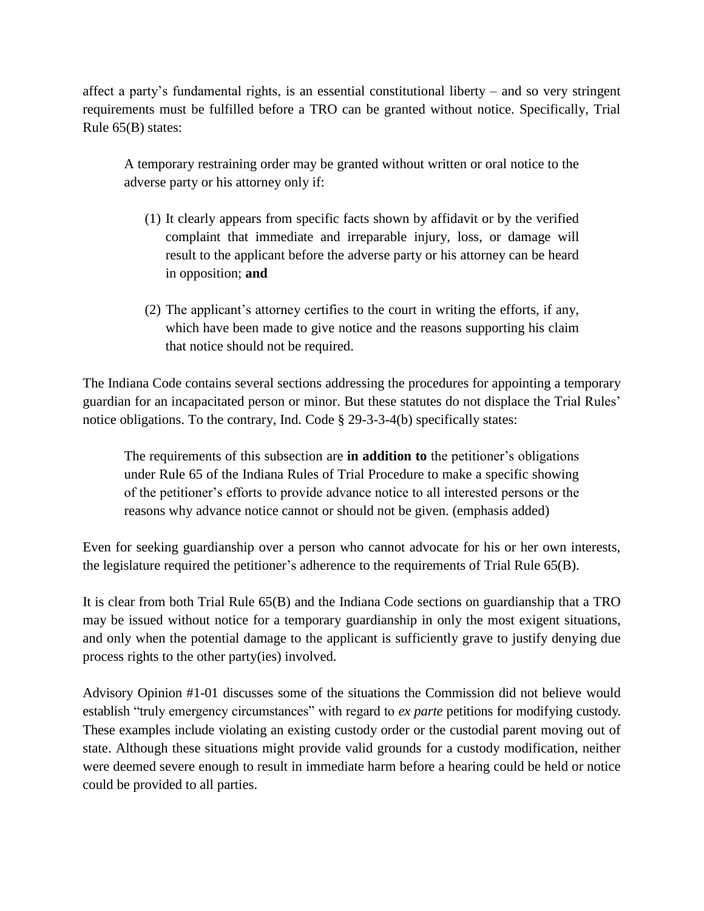affect a party's fundamental rights, is an essential constitutional liberty – and so very stringent requirements must be fulfilled before a TRO can be granted without notice. Specifically, Trial Rule 65(B) states:

> A temporary restraining order may be granted without written or oral notice to the adverse party or his attorney only if:
>
> (1) It clearly appears from specific facts shown by affidavit or by the verified complaint that immediate and irreparable injury, loss, or damage will result to the applicant before the adverse party or his attorney can be heard in opposition; **and**
>
> (2) The applicant's attorney certifies to the court in writing the efforts, if any, which have been made to give notice and the reasons supporting his claim that notice should not be required.

The Indiana Code contains several sections addressing the procedures for appointing a temporary guardian for an incapacitated person or minor. But these statutes do not displace the Trial Rules' notice obligations. To the contrary, Ind. Code § 29-3-3-4(b) specifically states:

> The requirements of this subsection are **in addition to** the petitioner's obligations under Rule 65 of the Indiana Rules of Trial Procedure to make a specific showing of the petitioner's efforts to provide advance notice to all interested persons or the reasons why advance notice cannot or should not be given. (emphasis added)

Even for seeking guardianship over a person who cannot advocate for his or her own interests, the legislature required the petitioner's adherence to the requirements of Trial Rule 65(B).

It is clear from both Trial Rule 65(B) and the Indiana Code sections on guardianship that a TRO may be issued without notice for a temporary guardianship in only the most exigent situations, and only when the potential damage to the applicant is sufficiently grave to justify denying due process rights to the other party(ies) involved.

Advisory Opinion #1-01 discusses some of the situations the Commission did not believe would establish "truly emergency circumstances" with regard to *ex parte* petitions for modifying custody. These examples include violating an existing custody order or the custodial parent moving out of state. Although these situations might provide valid grounds for a custody modification, neither were deemed severe enough to result in immediate harm before a hearing could be held or notice could be provided to all parties.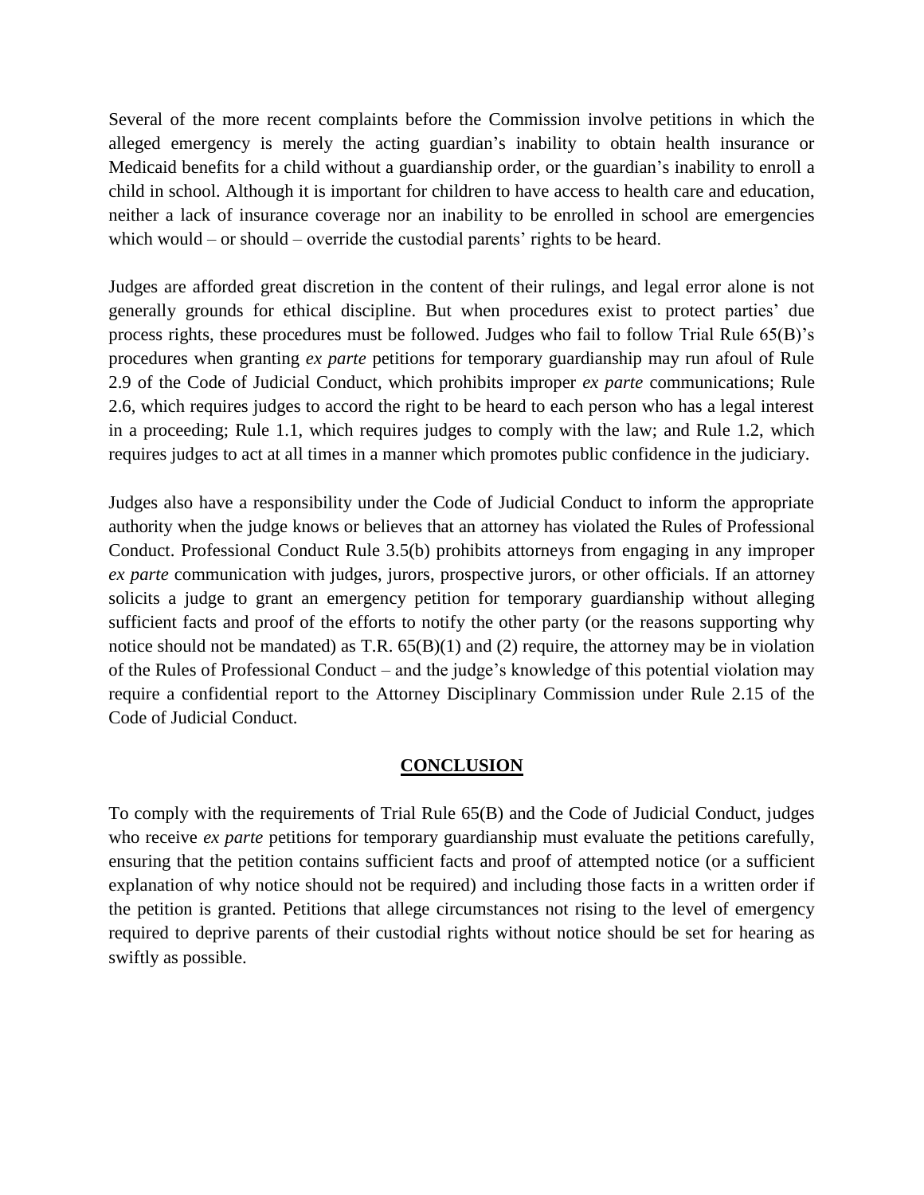Several of the more recent complaints before the Commission involve petitions in which the alleged emergency is merely the acting guardian's inability to obtain health insurance or Medicaid benefits for a child without a guardianship order, or the guardian's inability to enroll a child in school. Although it is important for children to have access to health care and education, neither a lack of insurance coverage nor an inability to be enrolled in school are emergencies which would – or should – override the custodial parents' rights to be heard.

Judges are afforded great discretion in the content of their rulings, and legal error alone is not generally grounds for ethical discipline. But when procedures exist to protect parties' due process rights, these procedures must be followed. Judges who fail to follow Trial Rule 65(B)'s procedures when granting *ex parte* petitions for temporary guardianship may run afoul of Rule 2.9 of the Code of Judicial Conduct, which prohibits improper *ex parte* communications; Rule 2.6, which requires judges to accord the right to be heard to each person who has a legal interest in a proceeding; Rule 1.1, which requires judges to comply with the law; and Rule 1.2, which requires judges to act at all times in a manner which promotes public confidence in the judiciary.

Judges also have a responsibility under the Code of Judicial Conduct to inform the appropriate authority when the judge knows or believes that an attorney has violated the Rules of Professional Conduct. Professional Conduct Rule 3.5(b) prohibits attorneys from engaging in any improper *ex parte* communication with judges, jurors, prospective jurors, or other officials. If an attorney solicits a judge to grant an emergency petition for temporary guardianship without alleging sufficient facts and proof of the efforts to notify the other party (or the reasons supporting why notice should not be mandated) as T.R. 65(B)(1) and (2) require, the attorney may be in violation of the Rules of Professional Conduct – and the judge's knowledge of this potential violation may require a confidential report to the Attorney Disciplinary Commission under Rule 2.15 of the Code of Judicial Conduct.

## CONCLUSION

To comply with the requirements of Trial Rule 65(B) and the Code of Judicial Conduct, judges who receive *ex parte* petitions for temporary guardianship must evaluate the petitions carefully, ensuring that the petition contains sufficient facts and proof of attempted notice (or a sufficient explanation of why notice should not be required) and including those facts in a written order if the petition is granted. Petitions that allege circumstances not rising to the level of emergency required to deprive parents of their custodial rights without notice should be set for hearing as swiftly as possible.